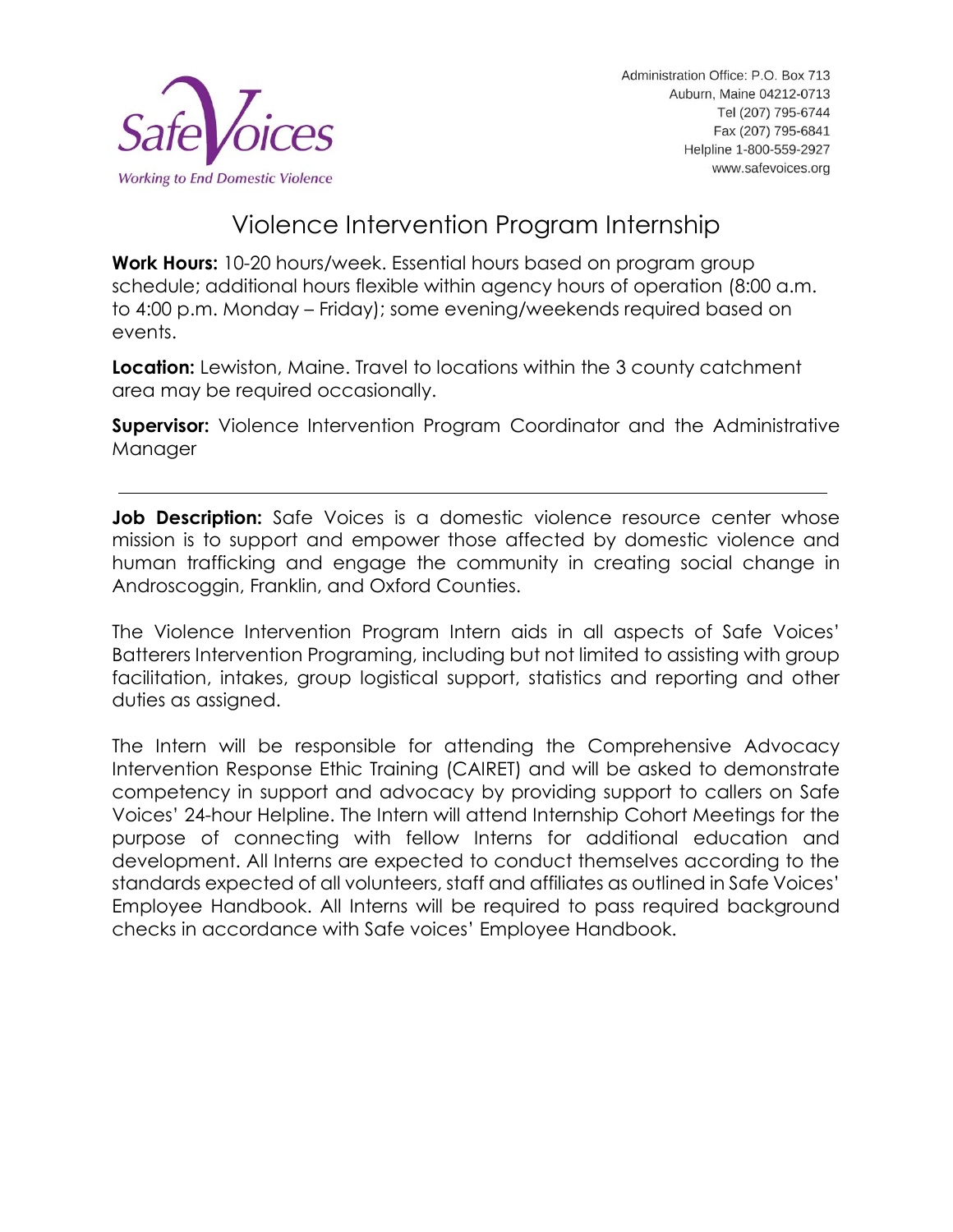Safe Voices
*Working to End Domestic Violence*

Administration Office: P.O. Box 713
Auburn, Maine 04212-0713
Tel (207) 795-6744
Fax (207) 795-6841
Helpline 1-800-559-2927
www.safevoices.org

# Violence Intervention Program Internship

**Work Hours:** 10-20 hours/week. Essential hours based on program group schedule; additional hours flexible within agency hours of operation (8:00 a.m. to 4:00 p.m. Monday – Friday); some evening/weekends required based on events.

**Location:** Lewiston, Maine. Travel to locations within the 3 county catchment area may be required occasionally.

**Supervisor:** Violence Intervention Program Coordinator and the Administrative Manager

---

**Job Description:** Safe Voices is a domestic violence resource center whose mission is to support and empower those affected by domestic violence and human trafficking and engage the community in creating social change in Androscoggin, Franklin, and Oxford Counties.

The Violence Intervention Program Intern aids in all aspects of Safe Voices' Batterers Intervention Programing, including but not limited to assisting with group facilitation, intakes, group logistical support, statistics and reporting and other duties as assigned.

The Intern will be responsible for attending the Comprehensive Advocacy Intervention Response Ethic Training (CAIRET) and will be asked to demonstrate competency in support and advocacy by providing support to callers on Safe Voices' 24-hour Helpline. The Intern will attend Internship Cohort Meetings for the purpose of connecting with fellow Interns for additional education and development. All Interns are expected to conduct themselves according to the standards expected of all volunteers, staff and affiliates as outlined in Safe Voices' Employee Handbook. All Interns will be required to pass required background checks in accordance with Safe voices' Employee Handbook.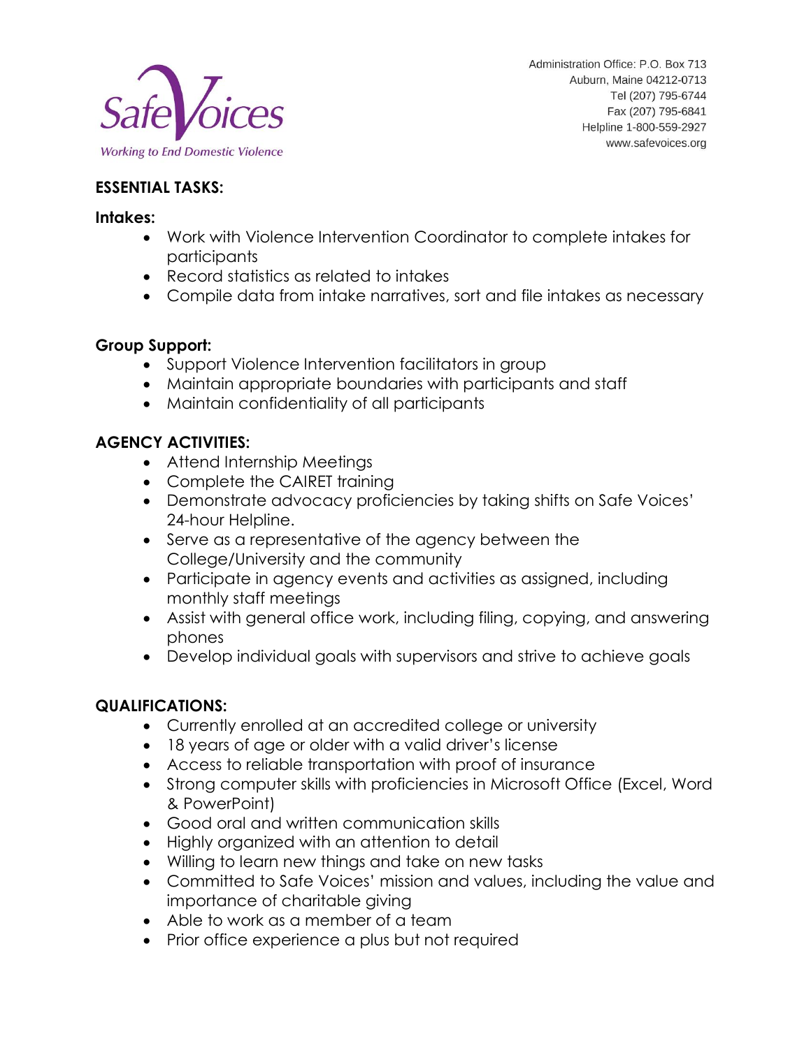## ESSENTIAL TASKS:

### Intakes:

- Work with Violence Intervention Coordinator to complete intakes for participants
- Record statistics as related to intakes
- Compile data from intake narratives, sort and file intakes as necessary

### Group Support:

- Support Violence Intervention facilitators in group
- Maintain appropriate boundaries with participants and staff
- Maintain confidentiality of all participants

## AGENCY ACTIVITIES:

- Attend Internship Meetings
- Complete the CAIRET training
- Demonstrate advocacy proficiencies by taking shifts on Safe Voices' 24-hour Helpline.
- Serve as a representative of the agency between the College/University and the community
- Participate in agency events and activities as assigned, including monthly staff meetings
- Assist with general office work, including filing, copying, and answering phones
- Develop individual goals with supervisors and strive to achieve goals

## QUALIFICATIONS:

- Currently enrolled at an accredited college or university
- 18 years of age or older with a valid driver's license
- Access to reliable transportation with proof of insurance
- Strong computer skills with proficiencies in Microsoft Office (Excel, Word & PowerPoint)
- Good oral and written communication skills
- Highly organized with an attention to detail
- Willing to learn new things and take on new tasks
- Committed to Safe Voices' mission and values, including the value and importance of charitable giving
- Able to work as a member of a team
- Prior office experience a plus but not required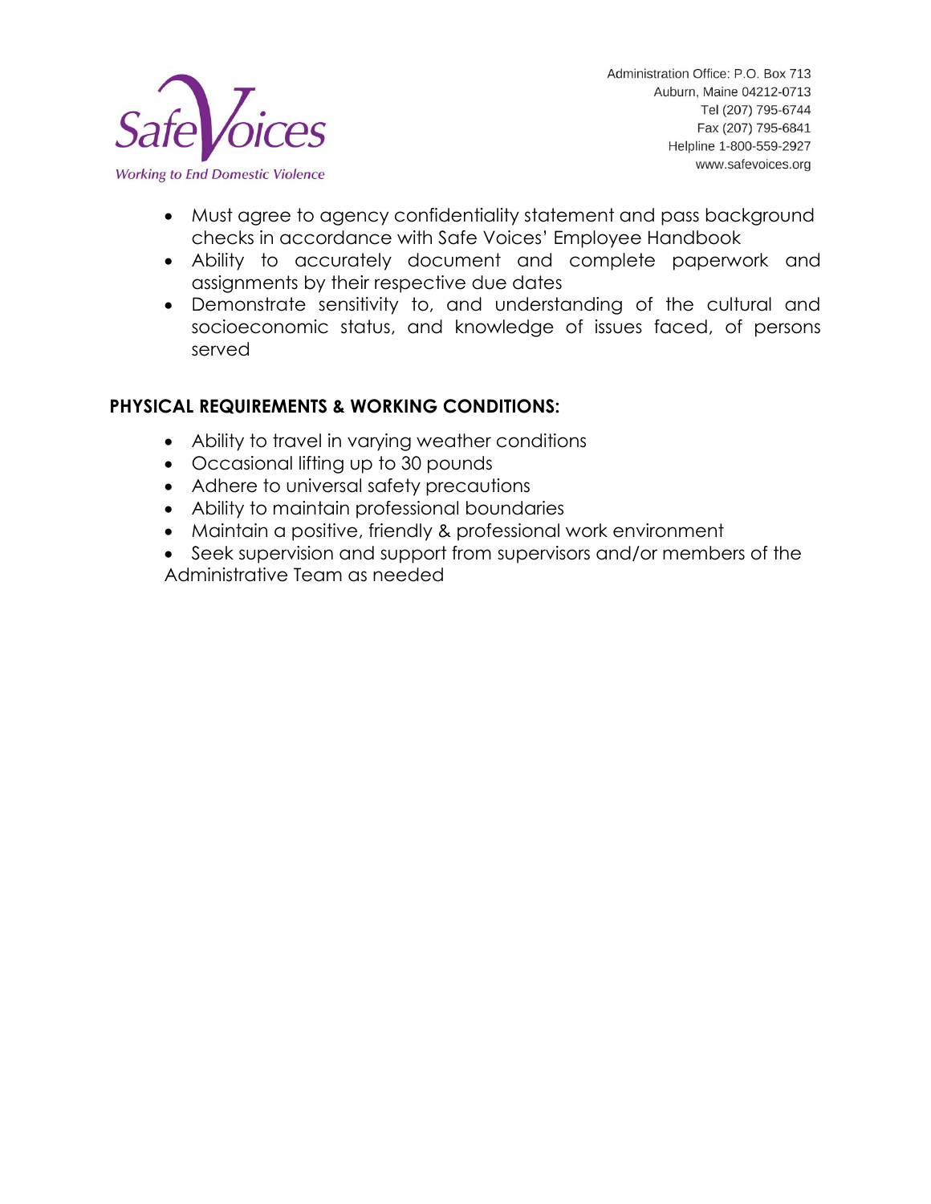- Must agree to agency confidentiality statement and pass background checks in accordance with Safe Voices' Employee Handbook
- Ability to accurately document and complete paperwork and assignments by their respective due dates
- Demonstrate sensitivity to, and understanding of the cultural and socioeconomic status, and knowledge of issues faced, of persons served

**PHYSICAL REQUIREMENTS & WORKING CONDITIONS:**

- Ability to travel in varying weather conditions
- Occasional lifting up to 30 pounds
- Adhere to universal safety precautions
- Ability to maintain professional boundaries
- Maintain a positive, friendly & professional work environment
- Seek supervision and support from supervisors and/or members of the Administrative Team as needed